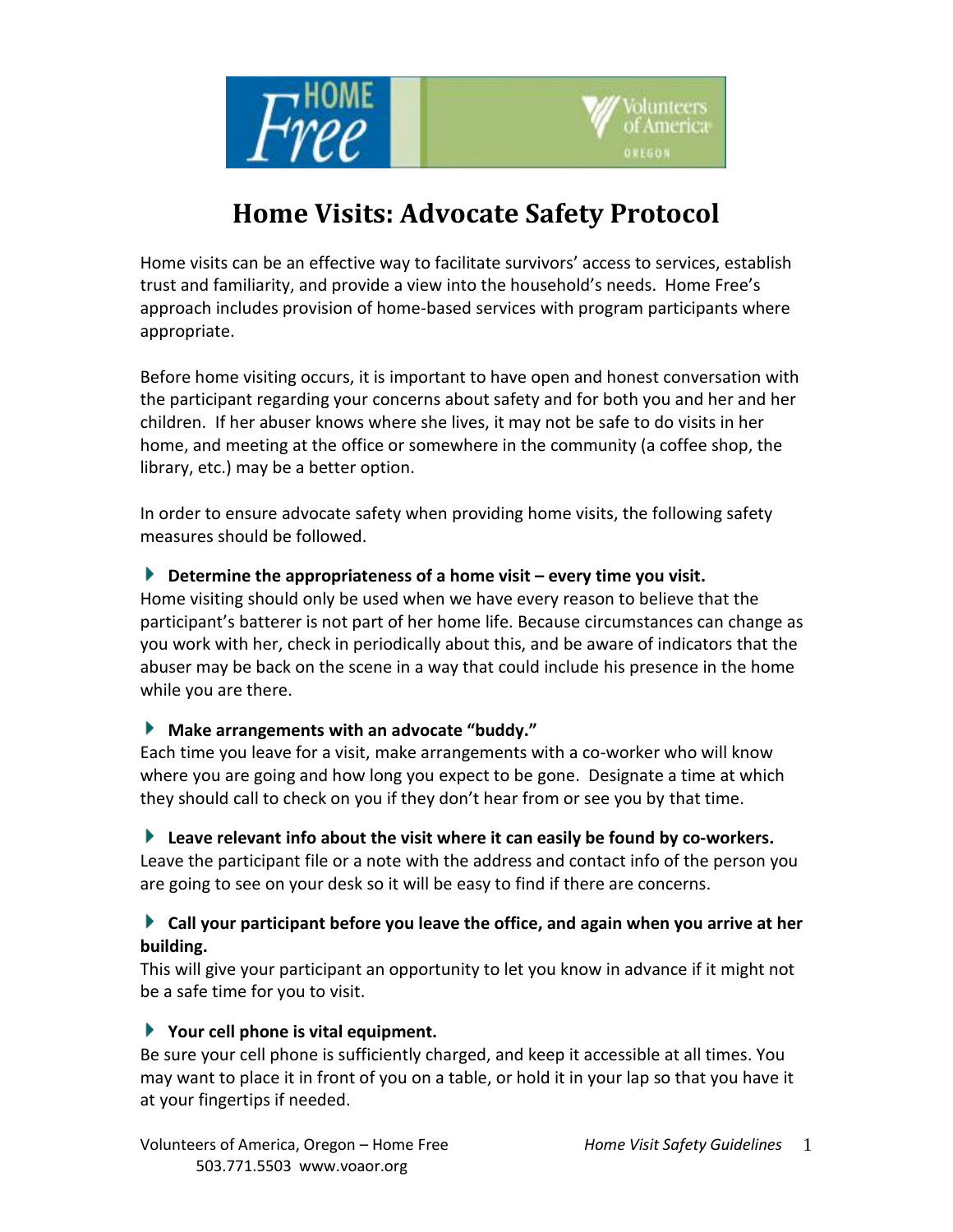# Home Visits: Advocate Safety Protocol

Home visits can be an effective way to facilitate survivors' access to services, establish trust and familiarity, and provide a view into the household's needs. Home Free's approach includes provision of home-based services with program participants where appropriate.

Before home visiting occurs, it is important to have open and honest conversation with the participant regarding your concerns about safety and for both you and her and her children. If her abuser knows where she lives, it may not be safe to do visits in her home, and meeting at the office or somewhere in the community (a coffee shop, the library, etc.) may be a better option.

In order to ensure advocate safety when providing home visits, the following safety measures should be followed.

- **Determine the appropriateness of a home visit – every time you visit.**

Home visiting should only be used when we have every reason to believe that the participant's batterer is not part of her home life. Because circumstances can change as you work with her, check in periodically about this, and be aware of indicators that the abuser may be back on the scene in a way that could include his presence in the home while you are there.

- **Make arrangements with an advocate "buddy."**

Each time you leave for a visit, make arrangements with a co-worker who will know where you are going and how long you expect to be gone. Designate a time at which they should call to check on you if they don't hear from or see you by that time.

- **Leave relevant info about the visit where it can easily be found by co-workers.**

Leave the participant file or a note with the address and contact info of the person you are going to see on your desk so it will be easy to find if there are concerns.

- **Call your participant before you leave the office, and again when you arrive at her building.**

This will give your participant an opportunity to let you know in advance if it might not be a safe time for you to visit.

- **Your cell phone is vital equipment.**

Be sure your cell phone is sufficiently charged, and keep it accessible at all times. You may want to place it in front of you on a table, or hold it in your lap so that you have it at your fingertips if needed.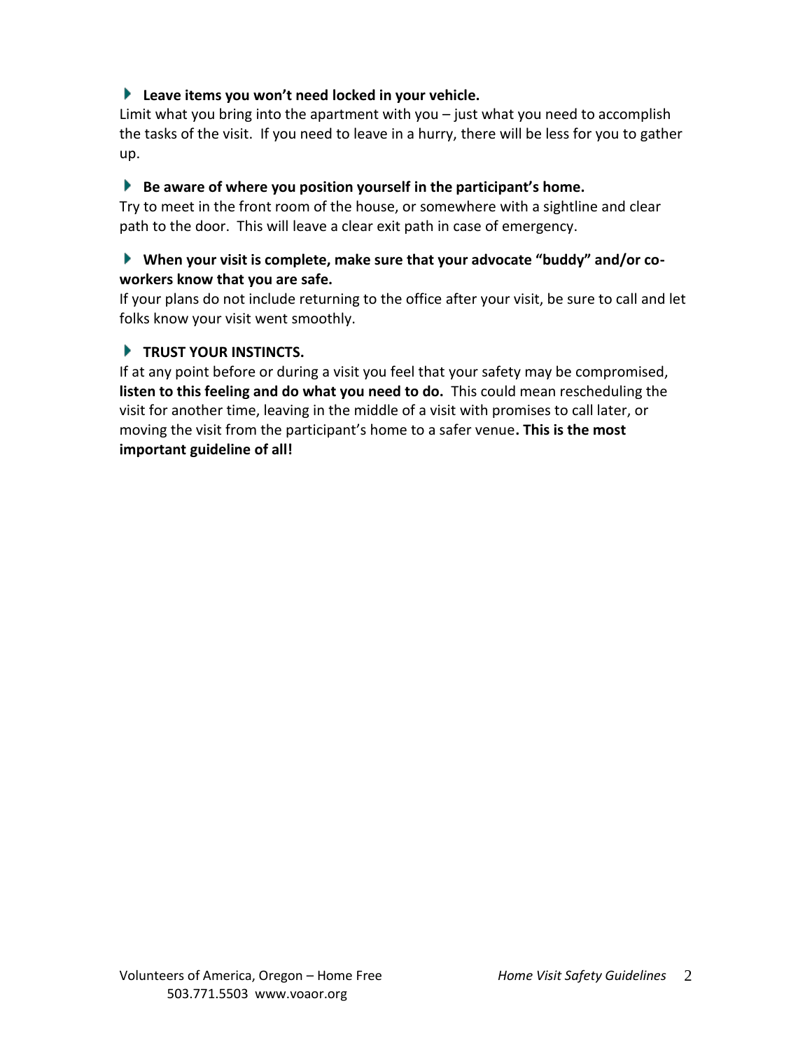- **Leave items you won't need locked in your vehicle.**

Limit what you bring into the apartment with you – just what you need to accomplish the tasks of the visit. If you need to leave in a hurry, there will be less for you to gather up.

- **Be aware of where you position yourself in the participant's home.**

Try to meet in the front room of the house, or somewhere with a sightline and clear path to the door. This will leave a clear exit path in case of emergency.

- **When your visit is complete, make sure that your advocate "buddy" and/or co-workers know that you are safe.**

If your plans do not include returning to the office after your visit, be sure to call and let folks know your visit went smoothly.

- **TRUST YOUR INSTINCTS.**

If at any point before or during a visit you feel that your safety may be compromised, **listen to this feeling and do what you need to do.** This could mean rescheduling the visit for another time, leaving in the middle of a visit with promises to call later, or moving the visit from the participant's home to a safer venue**. This is the most important guideline of all!**

Volunteers of America, Oregon – Home Free
503.771.5503 www.voaor.org